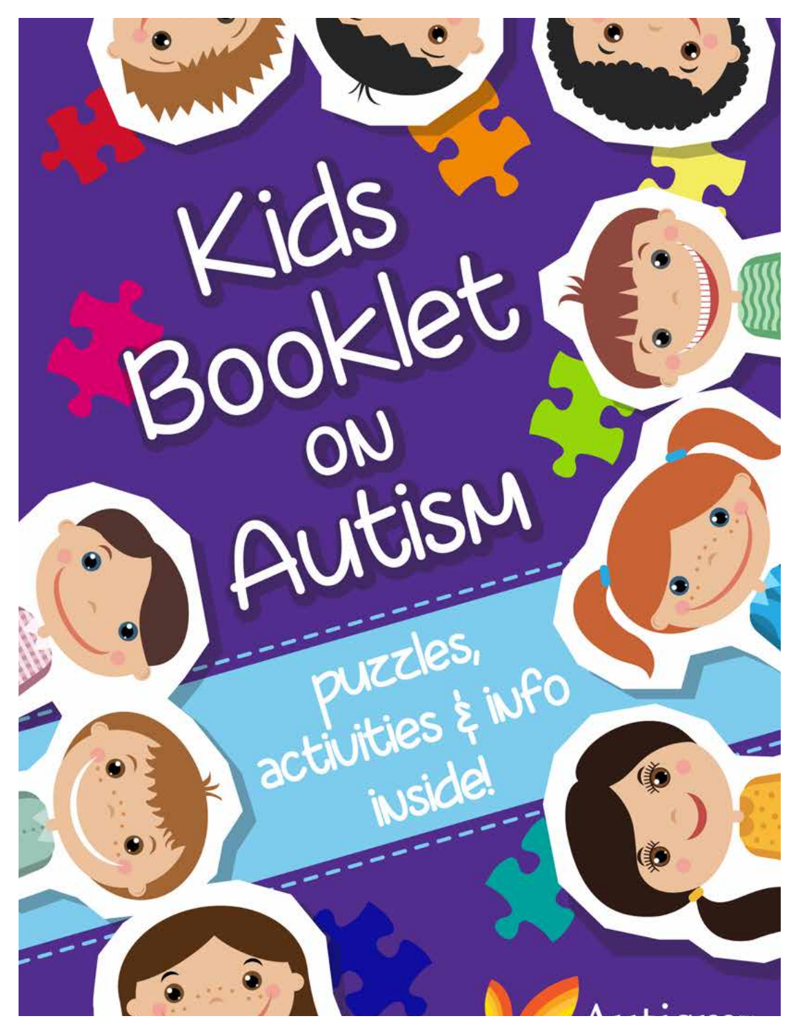# Kids Booklet on Autism

puzzles, activities & info inside!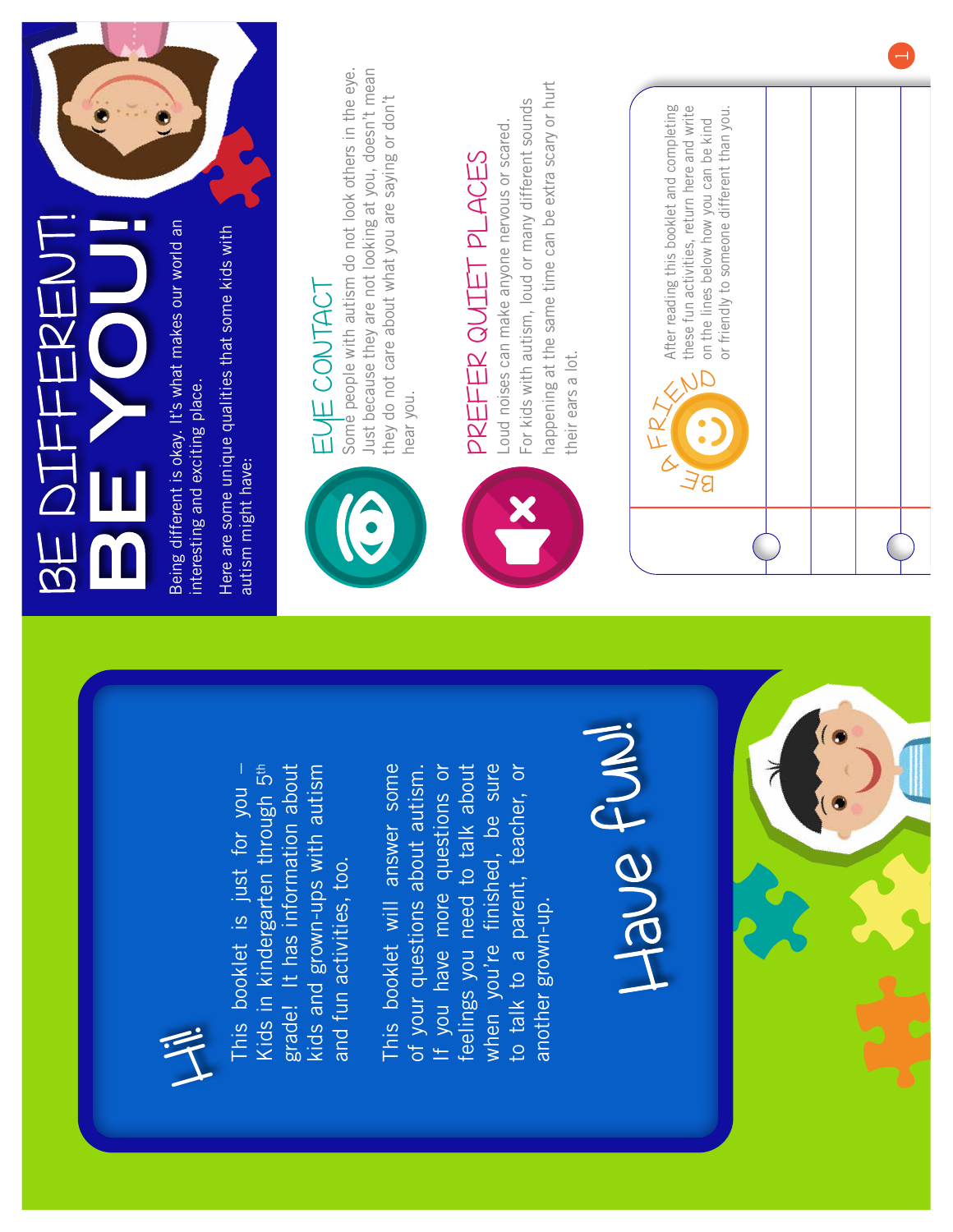# Hi!

This booklet is just for you – Kids in kindergarten through 5th grade! It has information about kids and grown-ups with autism and fun activities, too.

This booklet will answer some of your questions about autism. If you have more questions or feelings you need to talk about when you're finished, be sure to talk to a parent, teacher, or another grown-up.

## Have fun!

# BE DIFFERENT! BE YOU!

Being different is okay. It's what makes our world an interesting and exciting place.

Here are some unique qualities that some kids with autism might have:

## EYE CONTACT

Some people with autism do not look others in the eye. Just because they are not looking at you, doesn't mean they do not care about what you are saying or don't hear you.

## PREFER QUIET PLACES

Loud noises can make anyone nervous or scared. For kids with autism, loud or many different sounds happening at the same time can be extra scary or hurt their ears a lot.

## BE A FRIEND

After reading this booklet and completing these fun activities, return here and write on the lines below how you can be kind or friendly to someone different than you.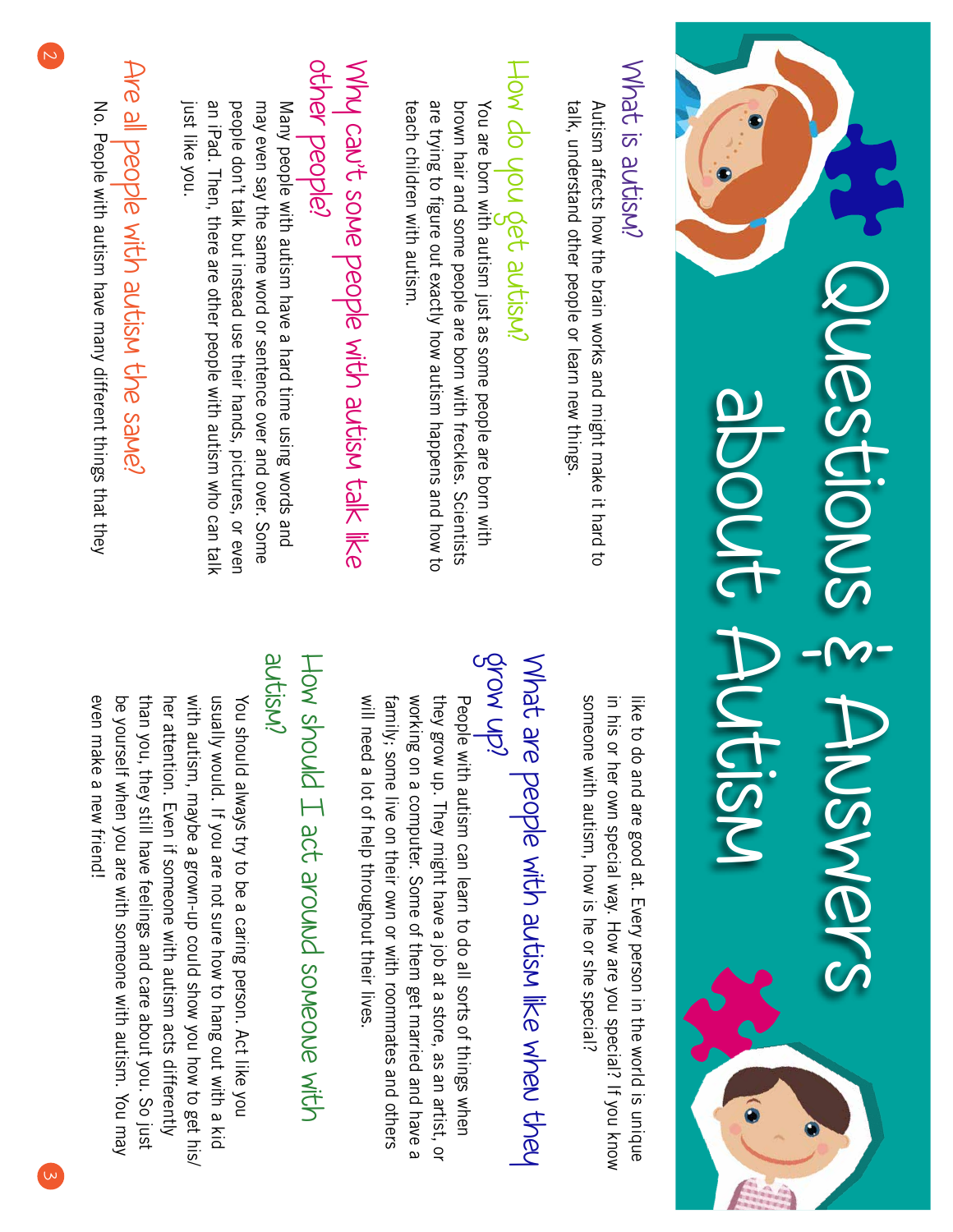# Questions & Answers about Autism

## What is autism?

Autism affects how the brain works and might make it hard to talk, understand other people or learn new things.

## How do you get autism?

You are born with autism just as some people are born with brown hair and some people are born with freckles. Scientists are trying to figure out exactly how autism happens and how to teach children with autism.

## Why can't some people with autism talk like other people?

Many people with autism have a hard time using words and may even say the same word or sentence over and over. Some people don't talk but instead use their hands, pictures, or even an iPad. Then, there are other people with autism who can talk just like you.

## Are all people with autism the same?

No. People with autism have many different things that they like to do and are good at. Every person in the world is unique in his or her own special way. How are you special? If you know someone with autism, how is he or she special?

## What are people with autism like when they grow up?

People with autism can learn to do all sorts of things when they grow up. They might have a job at a store, as an artist, or working on a computer. Some of them get married and have a family; some live on their own or with roommates and others will need a lot of help throughout their lives.

## How should I act around someone with autism?

You should always try to be a caring person. Act like you usually would. If you are not sure how to hang out with a kid with autism, maybe a grown-up could show you how to get his/her attention. Even if someone with autism acts differently than you, they still have feelings and care about you. So just be yourself when you are with someone with autism. You may even make a new friend!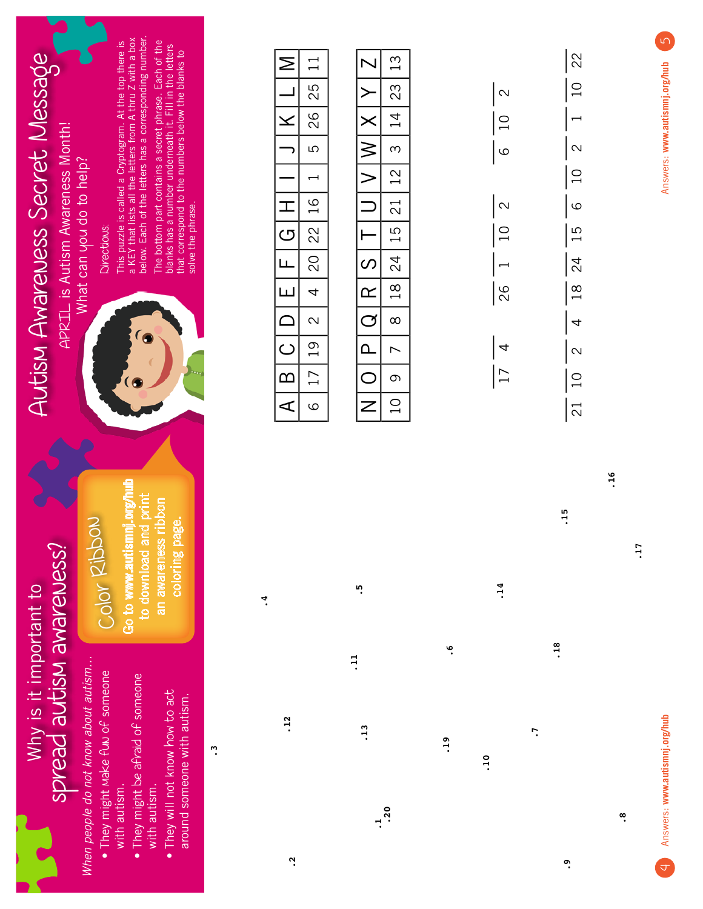# Why is it important to spread autism awareness?

*When people do not know about autism...*

- They might make fun of someone with autism.
- They might be afraid of someone with autism.
- They will not know how to act around someone with autism.

## Color Ribbon

**Go to www.autismnj.org/hub to download and print an awareness ribbon coloring page.**

.1 .2 .3 .4 .5 .6 .7 .8 .9 .10 .11 .12 .13 .14 .15 .16 .17 .18 .19 .20

Answers: **www.autismnj.org/hub**

# Autism Awareness Secret Message

APRIL is Autism Awareness Month!
What can you do to help?

Directions:
This puzzle is called a Cryptogram. At the top there is a KEY that lists all the letters from A thru Z with a box below. Each of the letters has a corresponding number. The bottom part contains a secret phrase. Each of the blanks has a number underneath it. Fill in the letters that correspond to the numbers below the blanks to solve the phrase.

| A | B | C | D | E | F | G | H | I | J | K | L | M |
|---|---|---|---|---|---|---|---|---|---|---|---|---|
| 6 | 17 | 19 | 2 | 4 | 20 | 22 | 16 | 1 | 5 | 26 | 25 | 11 |

| N | O | P | Q | R | S | T | U | V | W | X | Y | Z |
|---|---|---|---|---|---|---|---|---|---|---|---|---|
| 10 | 9 | 7 | 8 | 18 | 24 | 15 | 21 | 12 | 3 | 14 | 23 | 13 |

___ ___ &nbsp;&nbsp; ___ ___ ___ ___ &nbsp;&nbsp; ___ ___ ___
17 &nbsp; 4 &nbsp;&nbsp; 26 &nbsp; 1 &nbsp; 10 &nbsp; 2 &nbsp;&nbsp; 6 &nbsp; 10 &nbsp; 2

___ ___ ___ ___ ___ ___ ___ ___ ___ ___ ___ ___ ___ ___
21 &nbsp; 10 &nbsp; 2 &nbsp; 4 &nbsp; 18 &nbsp; 24 &nbsp; 15 &nbsp; 6 &nbsp; 10 &nbsp; 2 &nbsp; 1 &nbsp; 10 &nbsp; 22

Answers: **www.autismnj.org/hub**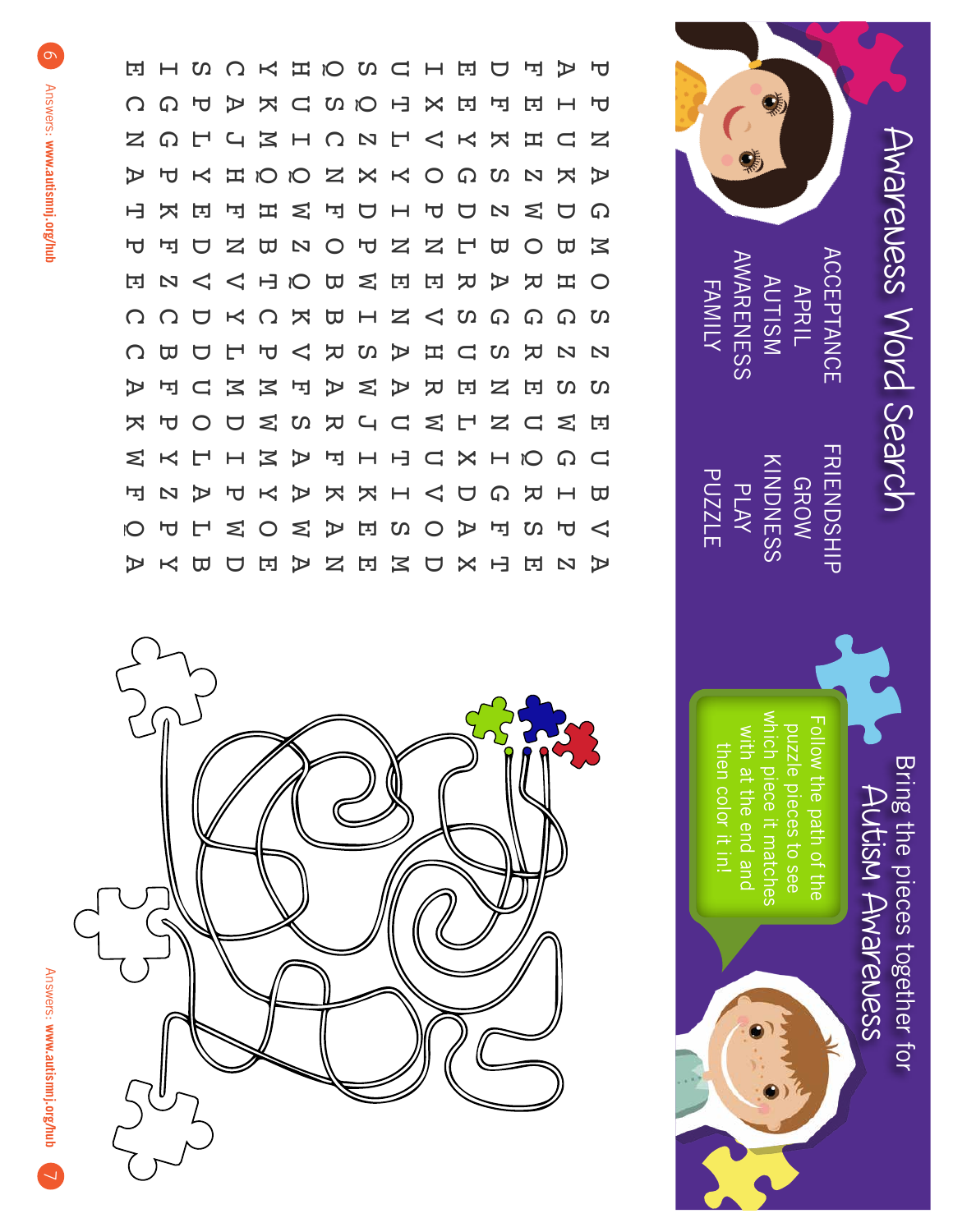# Awareness Word Search

| | |
|---|---|
| ACCEPTANCE | FRIENDSHIP |
| APRIL | GROW |
| AUTISM | KINDNESS |
| AWARENESS | PLAY |
| FAMILY | PUZZLE |

```
P P N A G M O S Z S E U B V A
A I U K D B H G Z S W G I P Z
F E H Z W O R G R E U Q R S E
D F K S Z B A G S N N I G F T
E E Y G D L R S U E L X D A X
I X V O P N E V H R W U V O D
U T L Y I N E N A A U T I S M
S Q Z X D P W I S W J I K E E
Q S C N F O B B R A R F K A N
H U I Q W Z Q K V F S A A W A
Y K M Q H B T C P M W M Y O E
C A J H F N V Y L M D I P W D
S P L Y E D V D D U O L A L B
I G G P K F Z C B F P Y Z P Y
E C N A T P E C C A K W F Q A
```

Answers: **www.autismnj.org/hub**

# Bring the pieces together for Autism Awareness

Follow the path of the puzzle pieces to see which piece it matches with at the end and then color it in!

Answers: **www.autismnj.org/hub**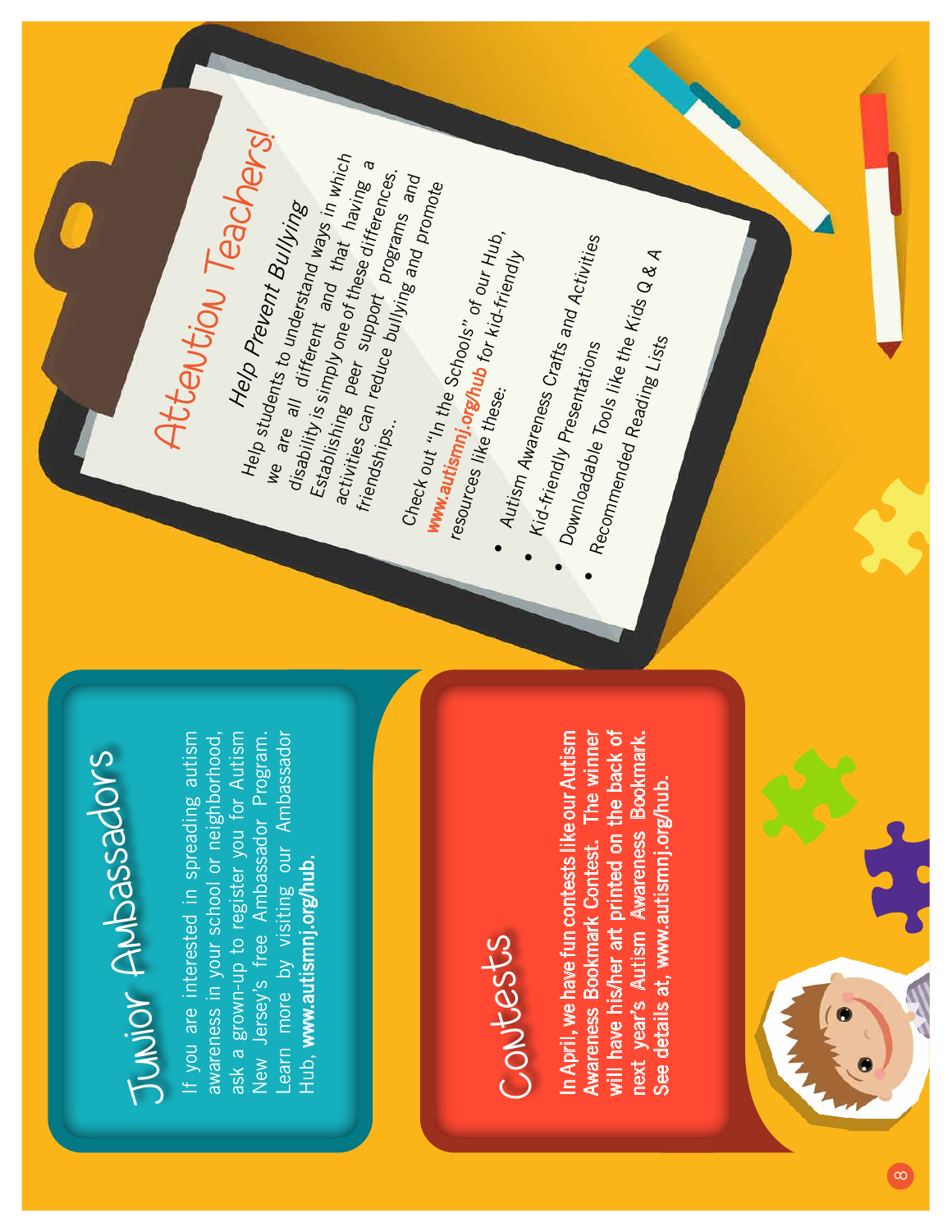## Junior Ambassadors

If you are interested in spreading autism awareness in your school or neighborhood, ask a grown-up to register you for Autism New Jersey's free Ambassador Program. Learn more by visiting our Ambassador Hub, **www.autismnj.org/hub.**

## Contests

**In April, we have fun contests like our Autism Awareness Bookmark Contest. The winner will have his/her art printed on the back of next year's Autism Awareness Bookmark. See details at, www.autismnj.org/hub.**

## Attention Teachers!

### *Help Prevent Bullying*

Help students to understand ways in which we are all different and that having a disability is simply one of these differences. Establishing peer support programs and activities can reduce bullying and promote friendships..

Check out "In the Schools" of our Hub, **www.autismnj.org/hub** for kid-friendly resources like these:

- Autism Awareness Crafts and Activities
- Kid-friendly Presentations
- Downloadable Tools like the Kids Q & A
- Recommended Reading Lists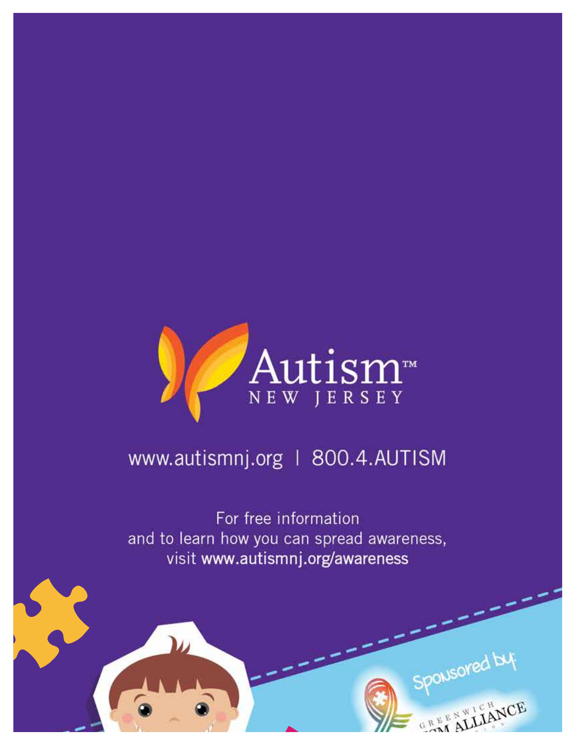Autism™
NEW JERSEY

www.autismnj.org | 800.4.AUTISM

For free information
and to learn how you can spread awareness,
visit **www.autismnj.org/awareness**

Sponsored by:

GREENWICH AUTISM ALLIANCE